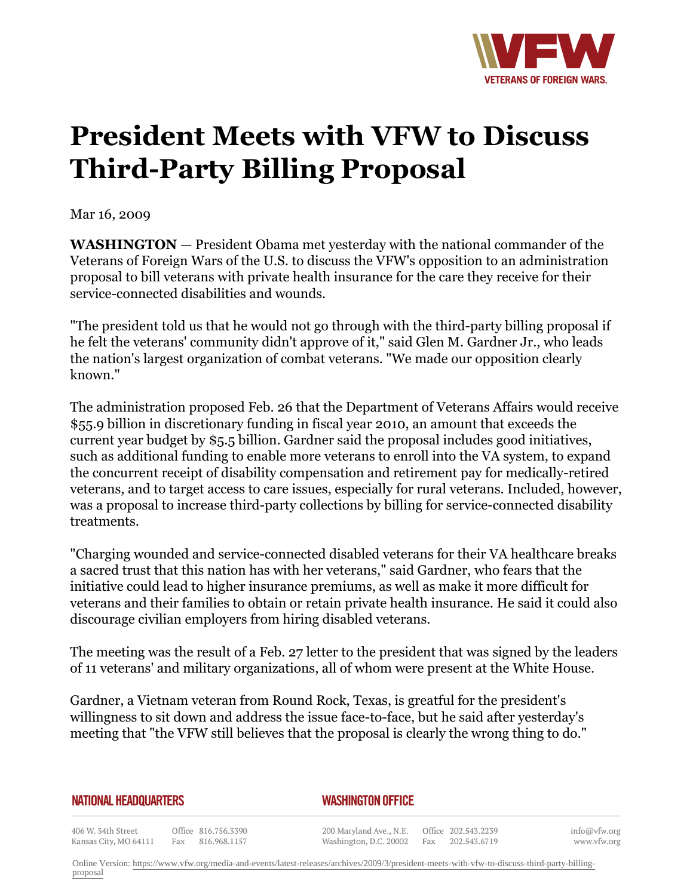# President Meets with VFW to Discuss Third-Party Billing Proposal

Mar 16, 2009

**WASHINGTON** — President Obama met yesterday with the national commander of the Veterans of Foreign Wars of the U.S. to discuss the VFW's opposition to an administration proposal to bill veterans with private health insurance for the care they receive for their service-connected disabilities and wounds.

"The president told us that he would not go through with the third-party billing proposal if he felt the veterans' community didn't approve of it," said Glen M. Gardner Jr., who leads the nation's largest organization of combat veterans. "We made our opposition clearly known."

The administration proposed Feb. 26 that the Department of Veterans Affairs would receive $55.9 billion in discretionary funding in fiscal year 2010, an amount that exceeds the current year budget by $5.5 billion. Gardner said the proposal includes good initiatives, such as additional funding to enable more veterans to enroll into the VA system, to expand the concurrent receipt of disability compensation and retirement pay for medically-retired veterans, and to target access to care issues, especially for rural veterans. Included, however, was a proposal to increase third-party collections by billing for service-connected disability treatments.

"Charging wounded and service-connected disabled veterans for their VA healthcare breaks a sacred trust that this nation has with her veterans," said Gardner, who fears that the initiative could lead to higher insurance premiums, as well as make it more difficult for veterans and their families to obtain or retain private health insurance. He said it could also discourage civilian employers from hiring disabled veterans.

The meeting was the result of a Feb. 27 letter to the president that was signed by the leaders of 11 veterans' and military organizations, all of whom were present at the White House.

Gardner, a Vietnam veteran from Round Rock, Texas, is greatful for the president's willingness to sit down and address the issue face-to-face, but he said after yesterday's meeting that "the VFW still believes that the proposal is clearly the wrong thing to do."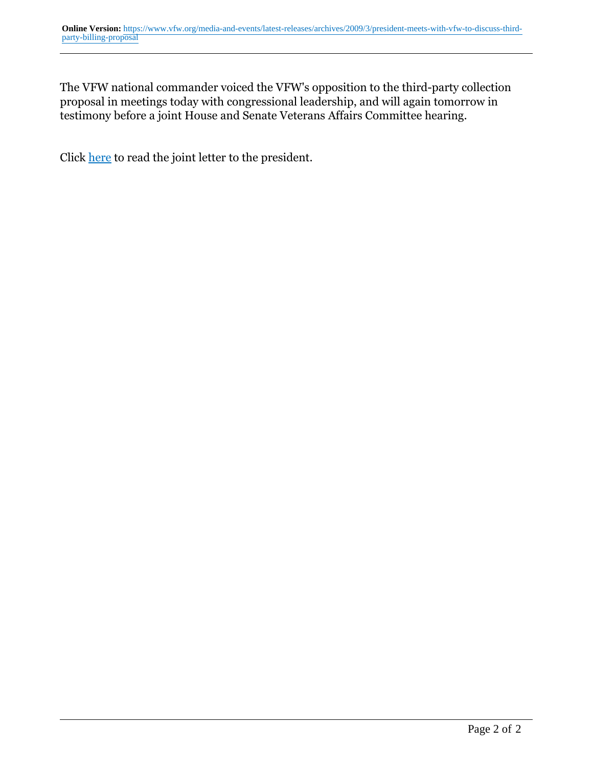The VFW national commander voiced the VFW's opposition to the third-party collection proposal in meetings today with congressional leadership, and will again tomorrow in testimony before a joint House and Senate Veterans Affairs Committee hearing.

Click here to read the joint letter to the president.